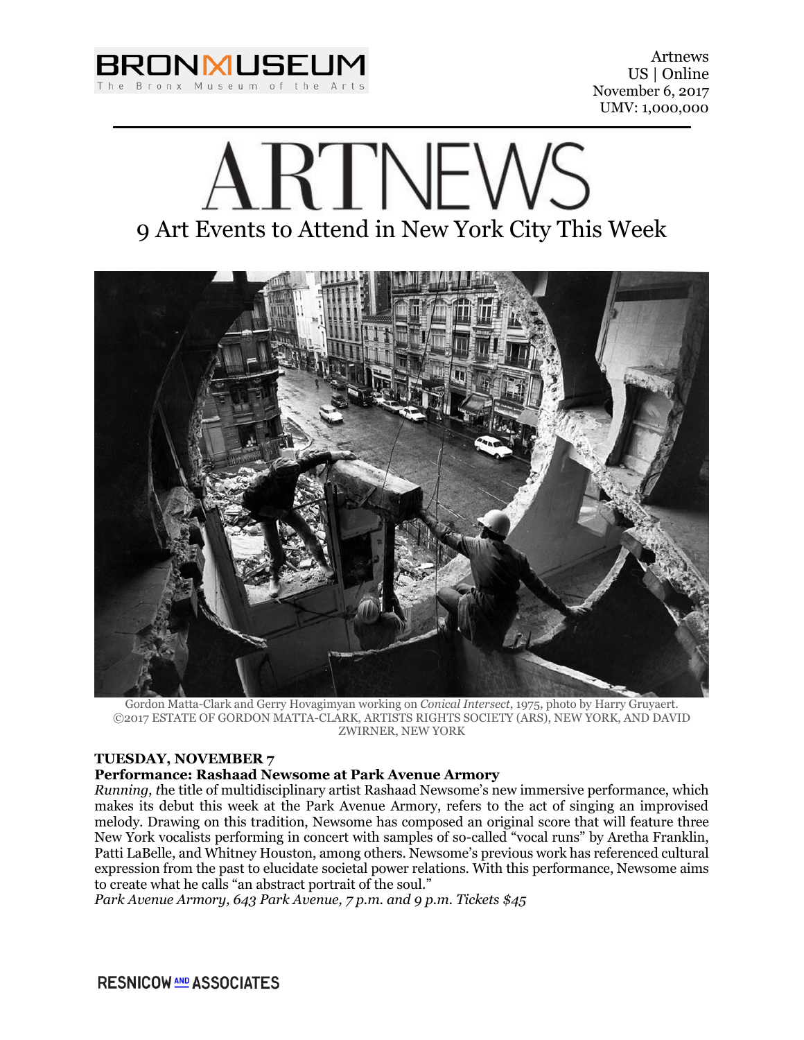BRONX MUSEUM
The Bronx Museum of the Arts

Artnews
US | Online
November 6, 2017
UMV: 1,000,000

# ARTNEWS

## 9 Art Events to Attend in New York City This Week

Gordon Matta-Clark and Gerry Hovagimyan working on *Conical Intersect*, 1975, photo by Harry Gruyaert. ©2017 ESTATE OF GORDON MATTA-CLARK, ARTISTS RIGHTS SOCIETY (ARS), NEW YORK, AND DAVID ZWIRNER, NEW YORK

**TUESDAY, NOVEMBER 7**
**Performance: Rashaad Newsome at Park Avenue Armory**

*Running, t*he title of multidisciplinary artist Rashaad Newsome's new immersive performance, which makes its debut this week at the Park Avenue Armory, refers to the act of singing an improvised melody. Drawing on this tradition, Newsome has composed an original score that will feature three New York vocalists performing in concert with samples of so-called "vocal runs" by Aretha Franklin, Patti LaBelle, and Whitney Houston, among others. Newsome's previous work has referenced cultural expression from the past to elucidate societal power relations. With this performance, Newsome aims to create what he calls "an abstract portrait of the soul."
*Park Avenue Armory, 643 Park Avenue, 7 p.m. and 9 p.m. Tickets $45*

RESNICOW AND ASSOCIATES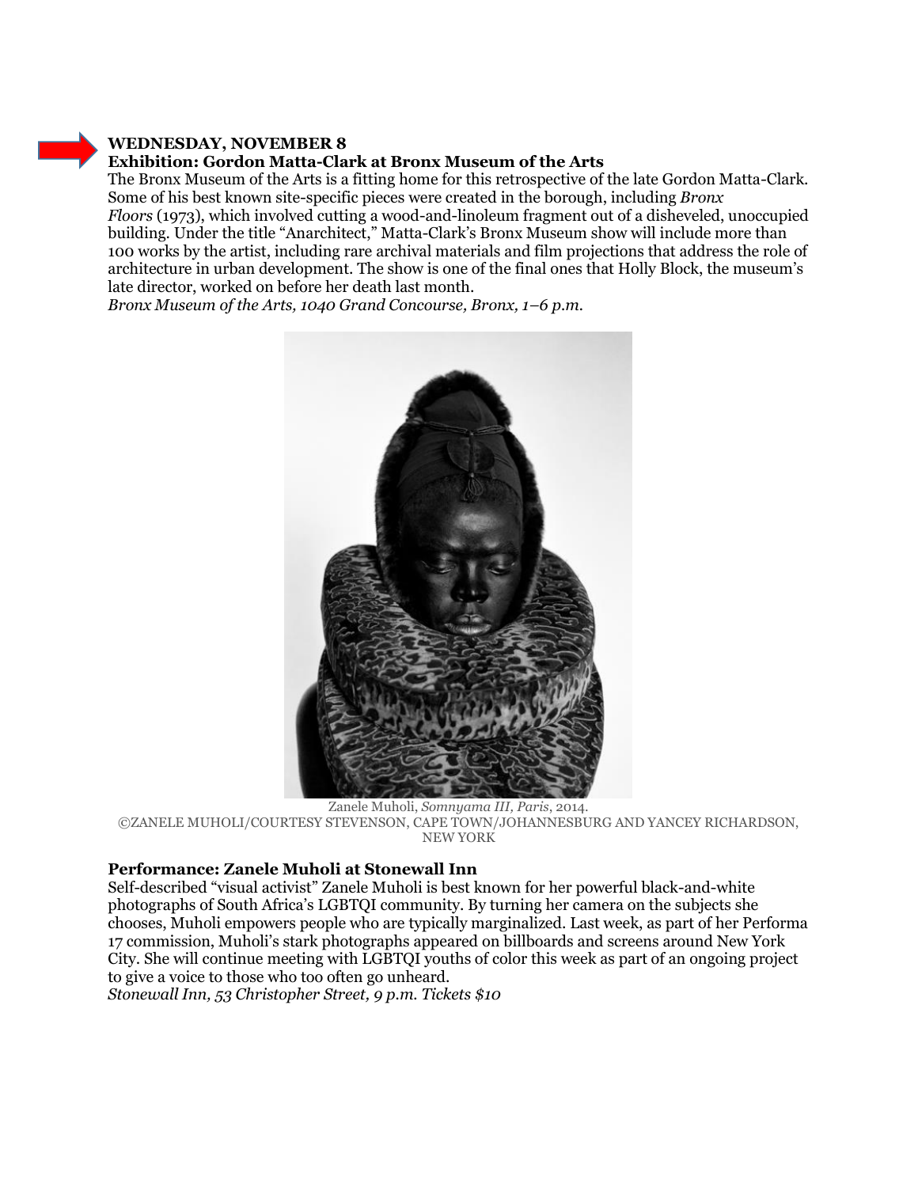**WEDNESDAY, NOVEMBER 8**

**Exhibition: Gordon Matta-Clark at Bronx Museum of the Arts**

The Bronx Museum of the Arts is a fitting home for this retrospective of the late Gordon Matta-Clark. Some of his best known site-specific pieces were created in the borough, including *Bronx Floors* (1973), which involved cutting a wood-and-linoleum fragment out of a disheveled, unoccupied building. Under the title "Anarchitect," Matta-Clark's Bronx Museum show will include more than 100 works by the artist, including rare archival materials and film projections that address the role of architecture in urban development. The show is one of the final ones that Holly Block, the museum's late director, worked on before her death last month.

*Bronx Museum of the Arts, 1040 Grand Concourse, Bronx, 1–6 p.m.*

Zanele Muholi, *Somnyama III, Paris*, 2014.
©ZANELE MUHOLI/COURTESY STEVENSON, CAPE TOWN/JOHANNESBURG AND YANCEY RICHARDSON, NEW YORK

**Performance: Zanele Muholi at Stonewall Inn**

Self-described "visual activist" Zanele Muholi is best known for her powerful black-and-white photographs of South Africa's LGBTQI community. By turning her camera on the subjects she chooses, Muholi empowers people who are typically marginalized. Last week, as part of her Performa 17 commission, Muholi's stark photographs appeared on billboards and screens around New York City. She will continue meeting with LGBTQI youths of color this week as part of an ongoing project to give a voice to those who too often go unheard.

*Stonewall Inn, 53 Christopher Street, 9 p.m. Tickets $10*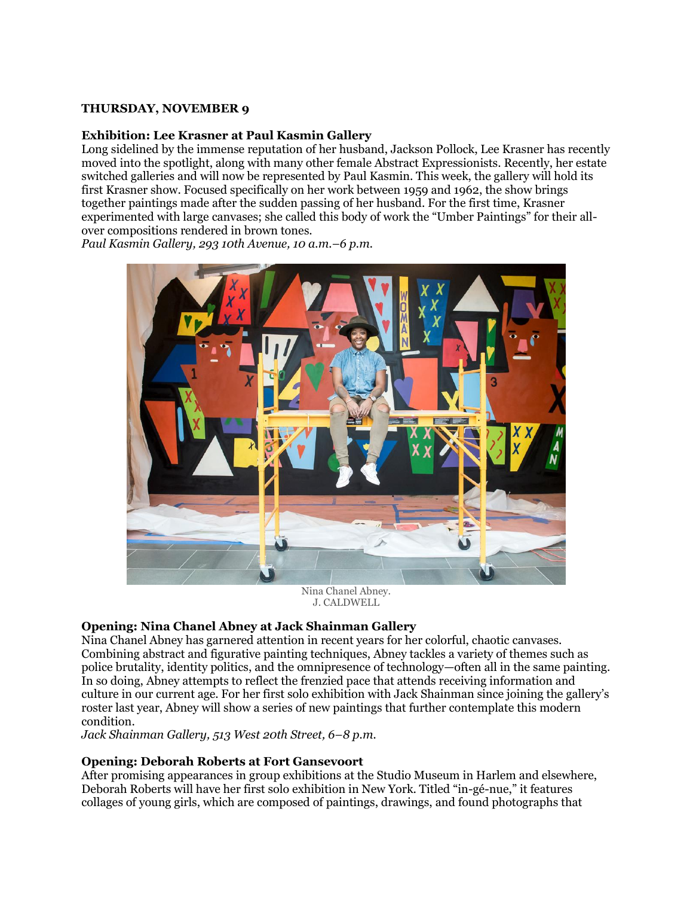**THURSDAY, NOVEMBER 9**

**Exhibition: Lee Krasner at Paul Kasmin Gallery**
Long sidelined by the immense reputation of her husband, Jackson Pollock, Lee Krasner has recently moved into the spotlight, along with many other female Abstract Expressionists. Recently, her estate switched galleries and will now be represented by Paul Kasmin. This week, the gallery will hold its first Krasner show. Focused specifically on her work between 1959 and 1962, the show brings together paintings made after the sudden passing of her husband. For the first time, Krasner experimented with large canvases; she called this body of work the "Umber Paintings" for their all-over compositions rendered in brown tones.
*Paul Kasmin Gallery, 293 10th Avenue, 10 a.m.–6 p.m.*

Nina Chanel Abney.
J. CALDWELL

**Opening: Nina Chanel Abney at Jack Shainman Gallery**
Nina Chanel Abney has garnered attention in recent years for her colorful, chaotic canvases. Combining abstract and figurative painting techniques, Abney tackles a variety of themes such as police brutality, identity politics, and the omnipresence of technology—often all in the same painting. In so doing, Abney attempts to reflect the frenzied pace that attends receiving information and culture in our current age. For her first solo exhibition with Jack Shainman since joining the gallery's roster last year, Abney will show a series of new paintings that further contemplate this modern condition.
*Jack Shainman Gallery, 513 West 20th Street, 6–8 p.m.*

**Opening: Deborah Roberts at Fort Gansevoort**
After promising appearances in group exhibitions at the Studio Museum in Harlem and elsewhere, Deborah Roberts will have her first solo exhibition in New York. Titled "in-gé-nue," it features collages of young girls, which are composed of paintings, drawings, and found photographs that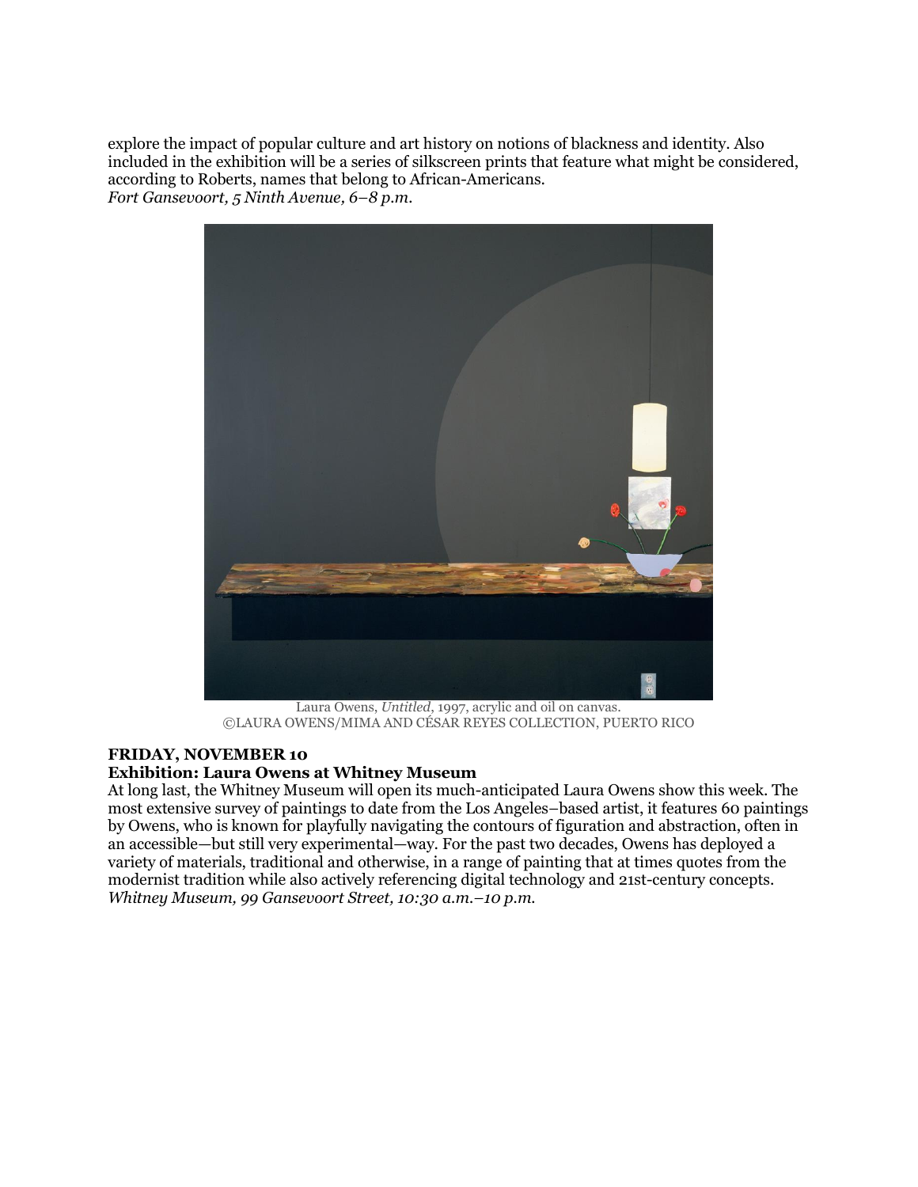explore the impact of popular culture and art history on notions of blackness and identity. Also included in the exhibition will be a series of silkscreen prints that feature what might be considered, according to Roberts, names that belong to African-Americans.
*Fort Gansevoort, 5 Ninth Avenue, 6–8 p.m.*

Laura Owens, *Untitled*, 1997, acrylic and oil on canvas.
©LAURA OWENS/MIMA AND CÉSAR REYES COLLECTION, PUERTO RICO

**FRIDAY, NOVEMBER 10**
**Exhibition: Laura Owens at Whitney Museum**

At long last, the Whitney Museum will open its much-anticipated Laura Owens show this week. The most extensive survey of paintings to date from the Los Angeles–based artist, it features 60 paintings by Owens, who is known for playfully navigating the contours of figuration and abstraction, often in an accessible—but still very experimental—way. For the past two decades, Owens has deployed a variety of materials, traditional and otherwise, in a range of painting that at times quotes from the modernist tradition while also actively referencing digital technology and 21st-century concepts.
*Whitney Museum, 99 Gansevoort Street, 10:30 a.m.–10 p.m.*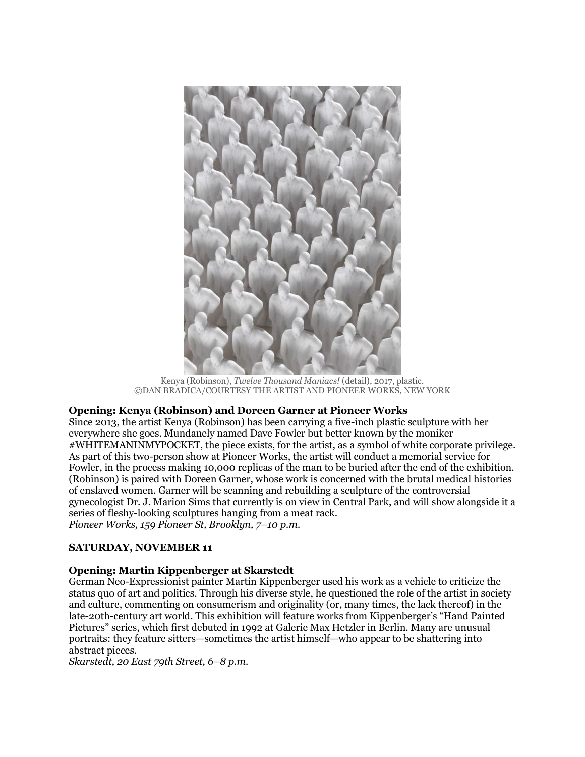Kenya (Robinson), *Twelve Thousand Maniacs!* (detail), 2017, plastic.
©DAN BRADICA/COURTESY THE ARTIST AND PIONEER WORKS, NEW YORK

**Opening: Kenya (Robinson) and Doreen Garner at Pioneer Works**

Since 2013, the artist Kenya (Robinson) has been carrying a five-inch plastic sculpture with her everywhere she goes. Mundanely named Dave Fowler but better known by the moniker #WHITEMANINMYPOCKET, the piece exists, for the artist, as a symbol of white corporate privilege. As part of this two-person show at Pioneer Works, the artist will conduct a memorial service for Fowler, in the process making 10,000 replicas of the man to be buried after the end of the exhibition. (Robinson) is paired with Doreen Garner, whose work is concerned with the brutal medical histories of enslaved women. Garner will be scanning and rebuilding a sculpture of the controversial gynecologist Dr. J. Marion Sims that currently is on view in Central Park, and will show alongside it a series of fleshy-looking sculptures hanging from a meat rack.

*Pioneer Works, 159 Pioneer St, Brooklyn, 7–10 p.m.*

**SATURDAY, NOVEMBER 11**

**Opening: Martin Kippenberger at Skarstedt**

German Neo-Expressionist painter Martin Kippenberger used his work as a vehicle to criticize the status quo of art and politics. Through his diverse style, he questioned the role of the artist in society and culture, commenting on consumerism and originality (or, many times, the lack thereof) in the late-20th-century art world. This exhibition will feature works from Kippenberger's "Hand Painted Pictures" series, which first debuted in 1992 at Galerie Max Hetzler in Berlin. Many are unusual portraits: they feature sitters—sometimes the artist himself—who appear to be shattering into abstract pieces.

*Skarstedt, 20 East 79th Street, 6–8 p.m.*